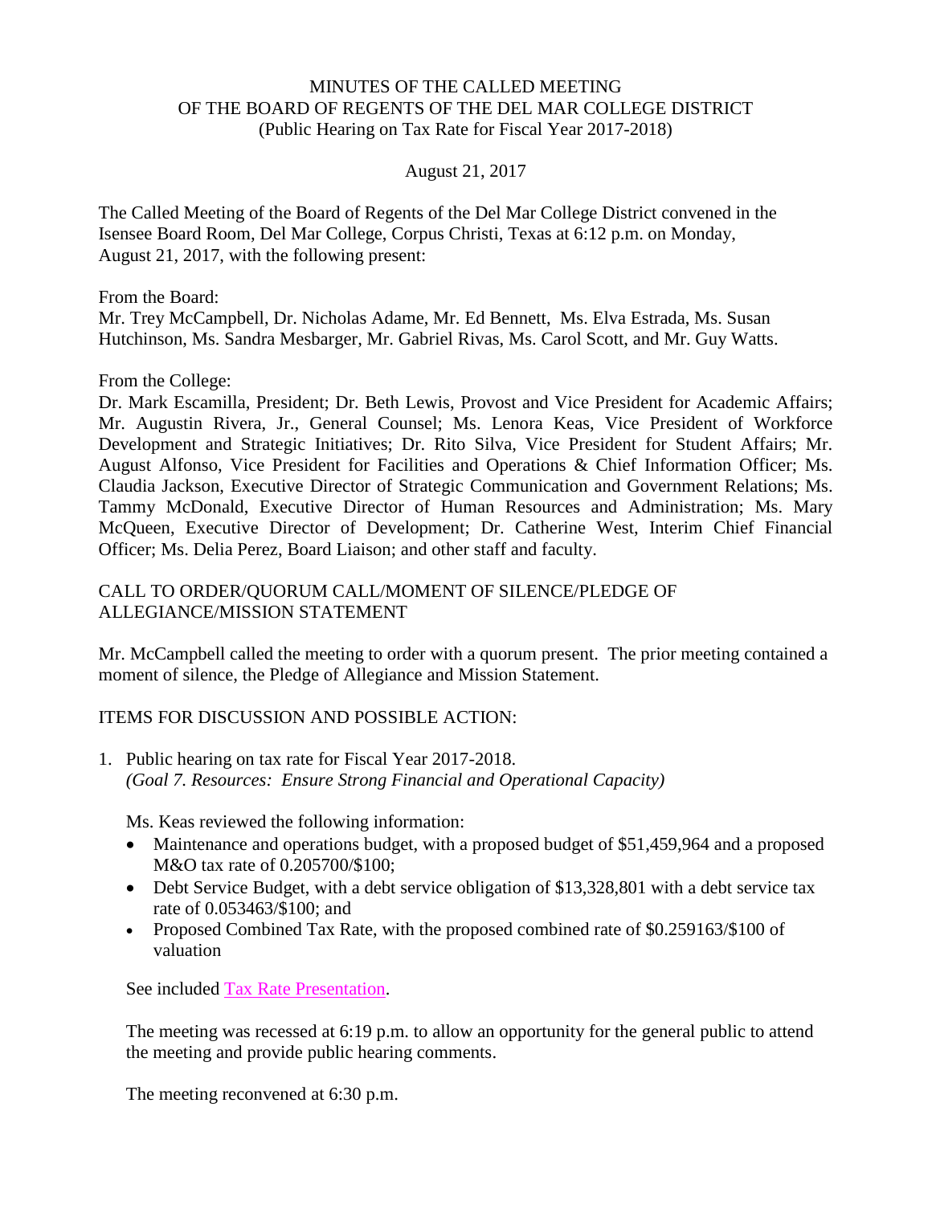# MINUTES OF THE CALLED MEETING OF THE BOARD OF REGENTS OF THE DEL MAR COLLEGE DISTRICT (Public Hearing on Tax Rate for Fiscal Year 2017-2018)

August 21, 2017

The Called Meeting of the Board of Regents of the Del Mar College District convened in the Isensee Board Room, Del Mar College, Corpus Christi, Texas at 6:12 p.m. on Monday, August 21, 2017, with the following present:

From the Board:
Mr. Trey McCampbell, Dr. Nicholas Adame, Mr. Ed Bennett, Ms. Elva Estrada, Ms. Susan Hutchinson, Ms. Sandra Mesbarger, Mr. Gabriel Rivas, Ms. Carol Scott, and Mr. Guy Watts.

From the College:
Dr. Mark Escamilla, President; Dr. Beth Lewis, Provost and Vice President for Academic Affairs; Mr. Augustin Rivera, Jr., General Counsel; Ms. Lenora Keas, Vice President of Workforce Development and Strategic Initiatives; Dr. Rito Silva, Vice President for Student Affairs; Mr. August Alfonso, Vice President for Facilities and Operations & Chief Information Officer; Ms. Claudia Jackson, Executive Director of Strategic Communication and Government Relations; Ms. Tammy McDonald, Executive Director of Human Resources and Administration; Ms. Mary McQueen, Executive Director of Development; Dr. Catherine West, Interim Chief Financial Officer; Ms. Delia Perez, Board Liaison; and other staff and faculty.

## CALL TO ORDER/QUORUM CALL/MOMENT OF SILENCE/PLEDGE OF ALLEGIANCE/MISSION STATEMENT

Mr. McCampbell called the meeting to order with a quorum present. The prior meeting contained a moment of silence, the Pledge of Allegiance and Mission Statement.

## ITEMS FOR DISCUSSION AND POSSIBLE ACTION:

1. Public hearing on tax rate for Fiscal Year 2017-2018.
   *(Goal 7. Resources: Ensure Strong Financial and Operational Capacity)*

   Ms. Keas reviewed the following information:
   - Maintenance and operations budget, with a proposed budget of $51,459,964 and a proposed M&O tax rate of 0.205700/$100;
   - Debt Service Budget, with a debt service obligation of $13,328,801 with a debt service tax rate of 0.053463/$100; and
   - Proposed Combined Tax Rate, with the proposed combined rate of $0.259163/$100 of valuation

   See included Tax Rate Presentation.

   The meeting was recessed at 6:19 p.m. to allow an opportunity for the general public to attend the meeting and provide public hearing comments.

   The meeting reconvened at 6:30 p.m.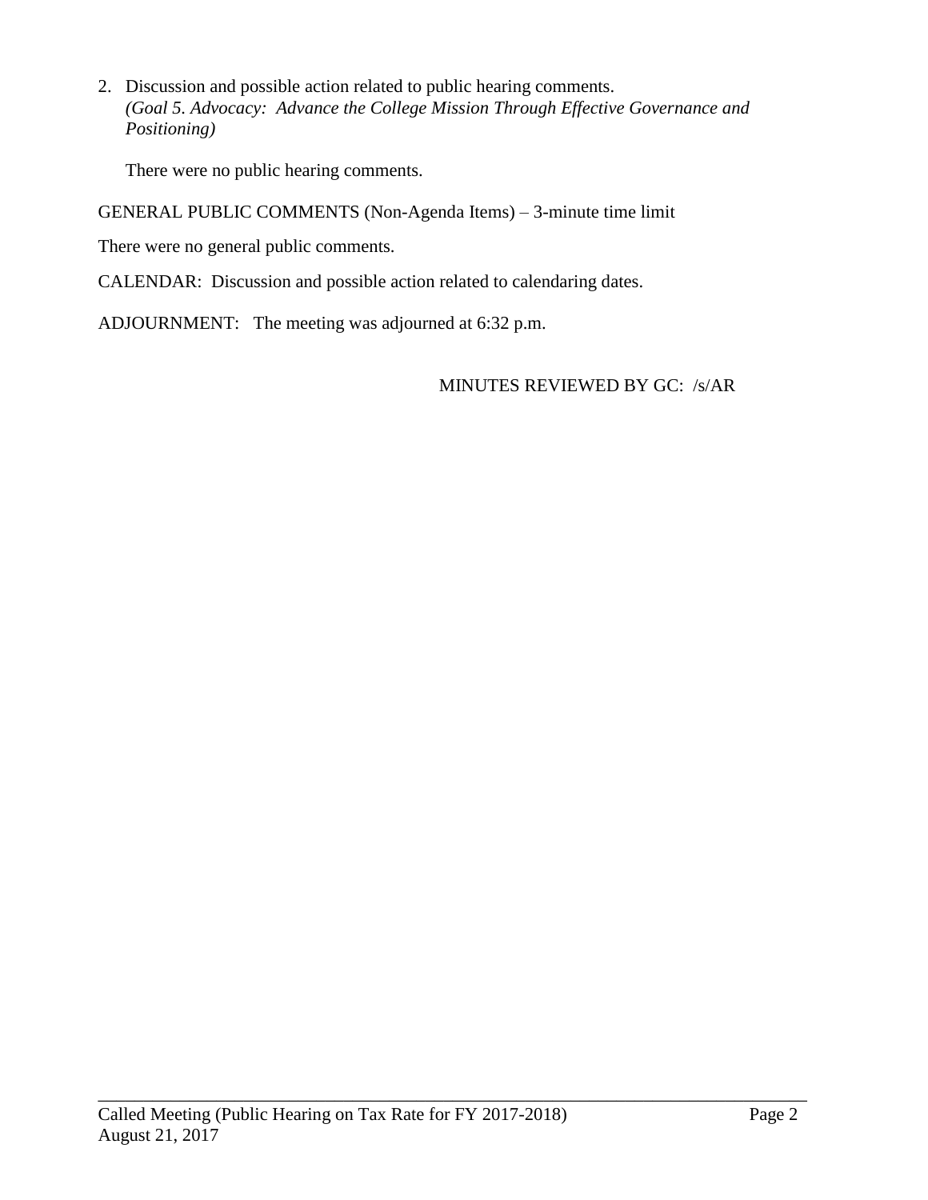2. Discussion and possible action related to public hearing comments.
   *(Goal 5. Advocacy: Advance the College Mission Through Effective Governance and Positioning)*

   There were no public hearing comments.

GENERAL PUBLIC COMMENTS (Non-Agenda Items) – 3-minute time limit

There were no general public comments.

CALENDAR: Discussion and possible action related to calendaring dates.

ADJOURNMENT: The meeting was adjourned at 6:32 p.m.

MINUTES REVIEWED BY GC: /s/AR